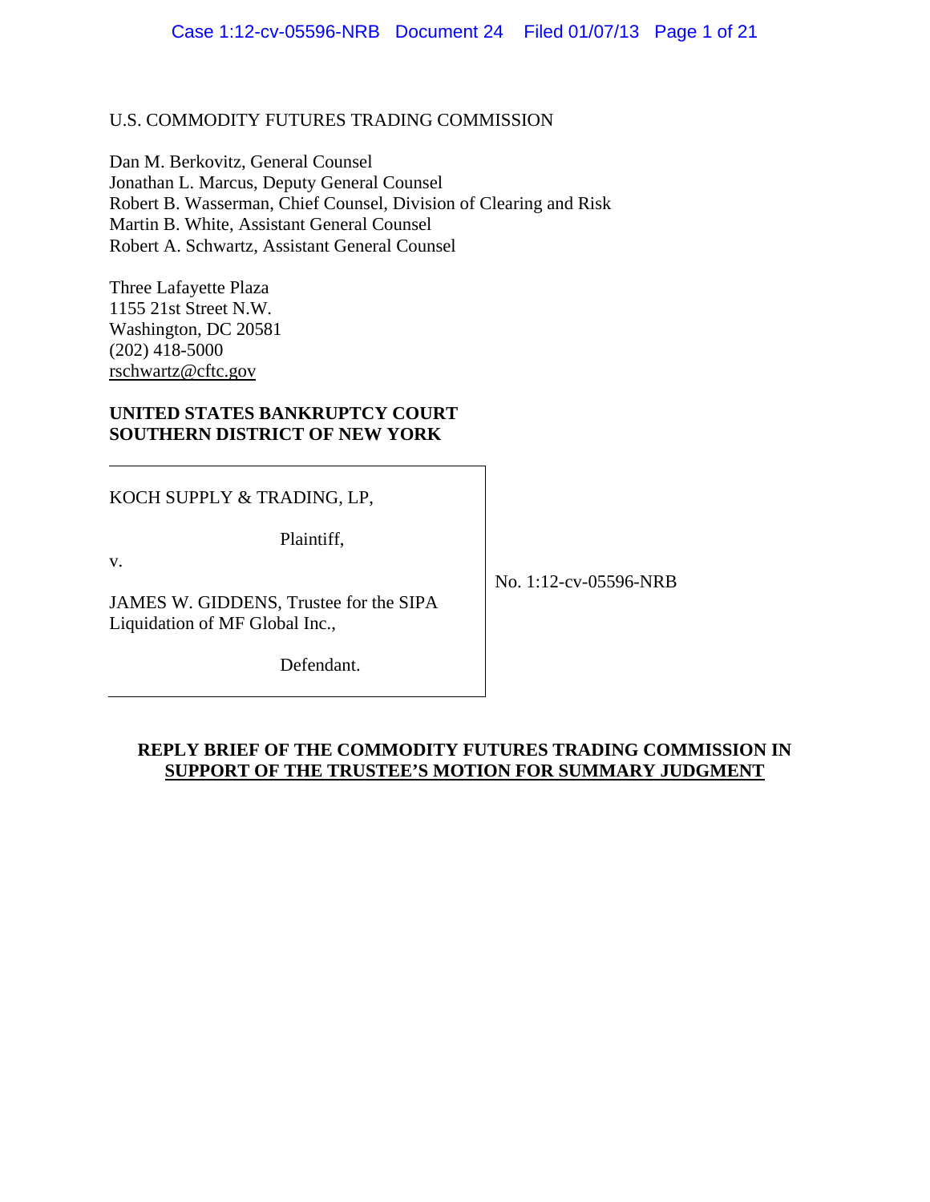U.S. COMMODITY FUTURES TRADING COMMISSION

Dan M. Berkovitz, General Counsel
Jonathan L. Marcus, Deputy General Counsel
Robert B. Wasserman, Chief Counsel, Division of Clearing and Risk
Martin B. White, Assistant General Counsel
Robert A. Schwartz, Assistant General Counsel

Three Lafayette Plaza
1155 21st Street N.W.
Washington, DC 20581
(202) 418-5000
rschwartz@cftc.gov

**UNITED STATES BANKRUPTCY COURT**
**SOUTHERN DISTRICT OF NEW YORK**

| | |
|---|---|
| KOCH SUPPLY & TRADING, LP,<br><br>Plaintiff,<br><br>v.<br><br>JAMES W. GIDDENS, Trustee for the SIPA Liquidation of MF Global Inc.,<br><br>Defendant. | No. 1:12-cv-05596-NRB |

**REPLY BRIEF OF THE COMMODITY FUTURES TRADING COMMISSION IN SUPPORT OF THE TRUSTEE'S MOTION FOR SUMMARY JUDGMENT**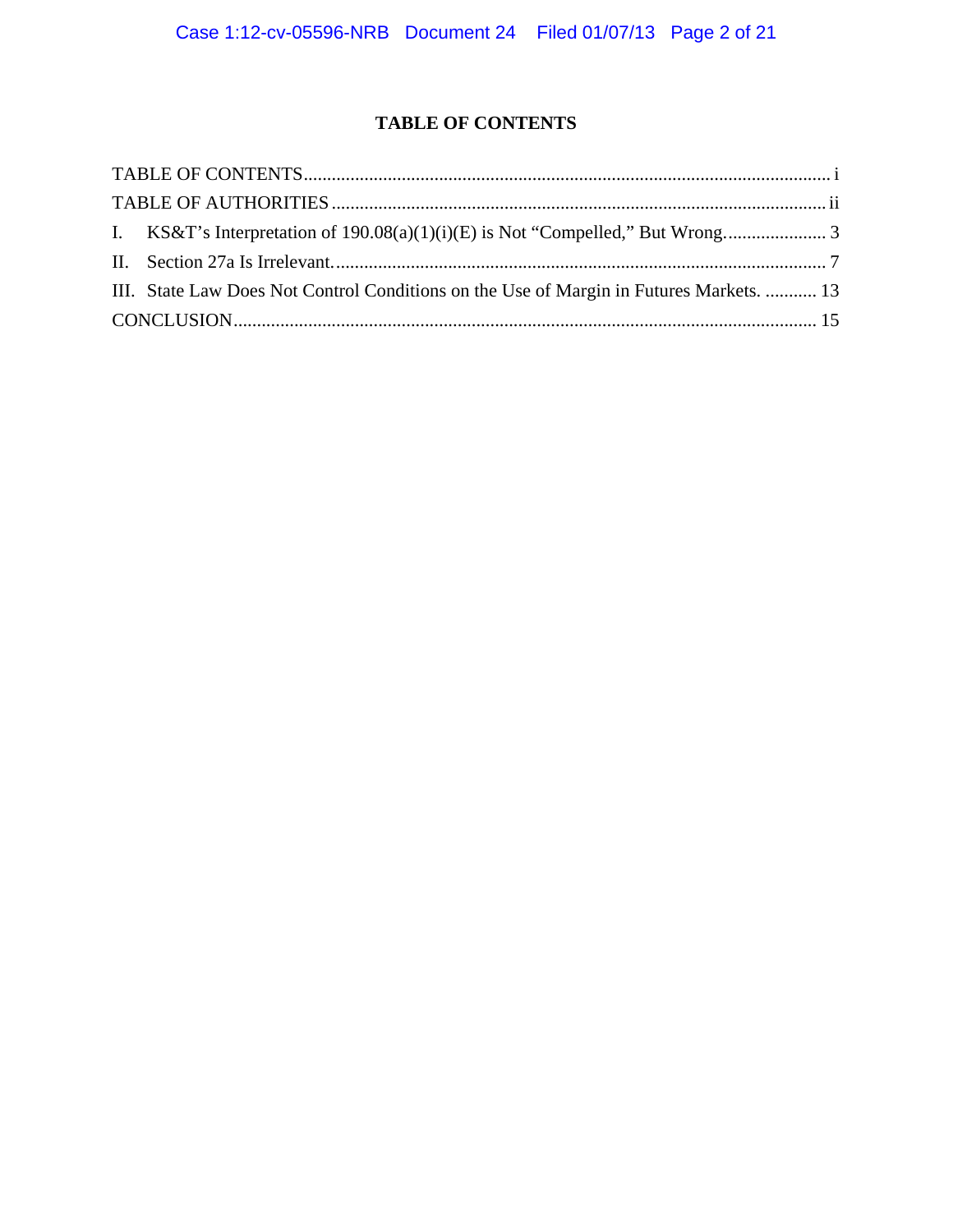# TABLE OF CONTENTS

TABLE OF CONTENTS ........................................................................................................... i

TABLE OF AUTHORITIES .................................................................................................. ii

I. KS&T's Interpretation of 190.08(a)(1)(i)(E) is Not "Compelled," But Wrong. ..................... 3

II. Section 27a Is Irrelevant. ..................................................................................................... 7

III. State Law Does Not Control Conditions on the Use of Margin in Futures Markets. ........... 13

CONCLUSION ........................................................................................................................ 15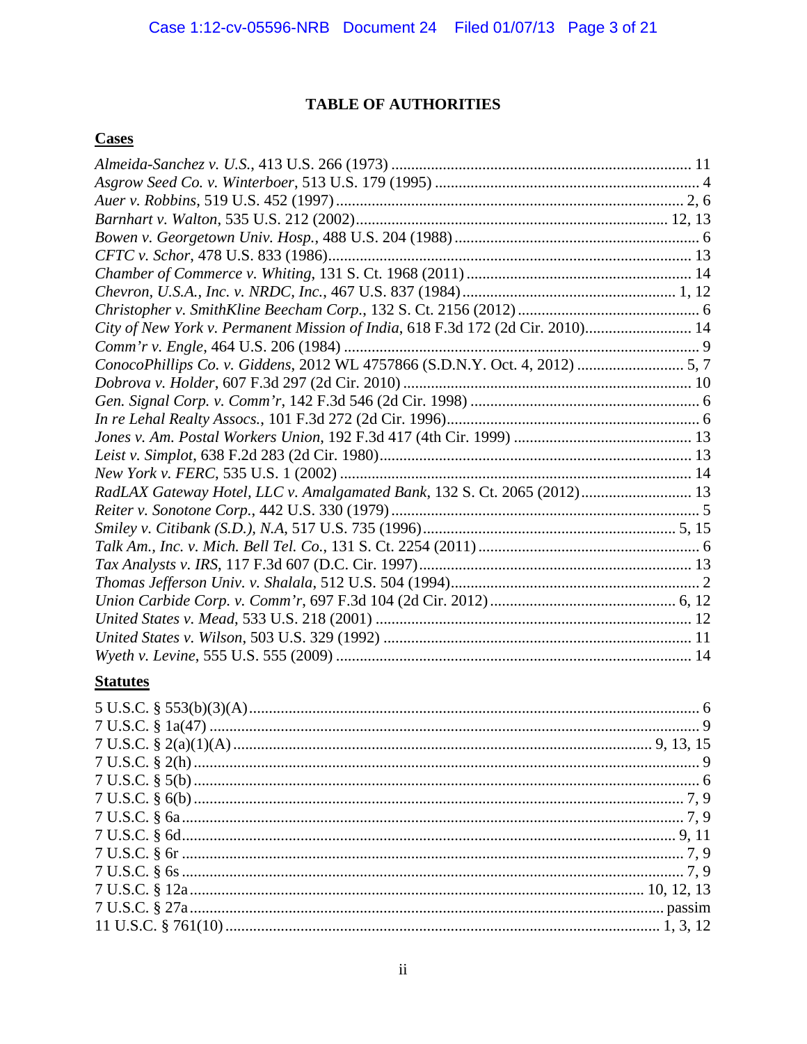# TABLE OF AUTHORITIES

## Cases

*Almeida-Sanchez v. U.S.*, 413 U.S. 266 (1973) ........................................................................... 11
*Asgrow Seed Co. v. Winterboer*, 513 U.S. 179 (1995) .................................................................. 4
*Auer v. Robbins*, 519 U.S. 452 (1997)......................................................................................... 2, 6
*Barnhart v. Walton*, 535 U.S. 212 (2002)............................................................................... 12, 13
*Bowen v. Georgetown Univ. Hosp.*, 488 U.S. 204 (1988) ............................................................. 6
*CFTC v. Schor*, 478 U.S. 833 (1986)........................................................................................... 13
*Chamber of Commerce v. Whiting*, 131 S. Ct. 1968 (2011) ........................................................ 14
*Chevron, U.S.A., Inc. v. NRDC, Inc.*, 467 U.S. 837 (1984)..................................................... 1, 12
*Christopher v. SmithKline Beecham Corp.*, 132 S. Ct. 2156 (2012) ............................................. 6
*City of New York v. Permanent Mission of India*, 618 F.3d 172 (2d Cir. 2010).......................... 14
*Comm'r v. Engle*, 464 U.S. 206 (1984) .......................................................................................... 9
*ConocoPhillips Co. v. Giddens*, 2012 WL 4757866 (S.D.N.Y. Oct. 4, 2012) .......................... 5, 7
*Dobrova v. Holder*, 607 F.3d 297 (2d Cir. 2010) ......................................................................... 10
*Gen. Signal Corp. v. Comm'r*, 142 F.3d 546 (2d Cir. 1998) .......................................................... 6
*In re Lehal Realty Assocs.*, 101 F.3d 272 (2d Cir. 1996)................................................................ 6
*Jones v. Am. Postal Workers Union*, 192 F.3d 417 (4th Cir. 1999) ............................................ 13
*Leist v. Simplot*, 638 F.2d 283 (2d Cir. 1980).............................................................................. 13
*New York v. FERC*, 535 U.S. 1 (2002) ......................................................................................... 14
*RadLAX Gateway Hotel, LLC v. Amalgamated Bank*, 132 S. Ct. 2065 (2012)............................ 13
*Reiter v. Sonotone Corp.*, 442 U.S. 330 (1979) ............................................................................. 5
*Smiley v. Citibank (S.D.), N.A*, 517 U.S. 735 (1996)................................................................ 5, 15
*Talk Am., Inc. v. Mich. Bell Tel. Co.*, 131 S. Ct. 2254 (2011) ....................................................... 6
*Tax Analysts v. IRS*, 117 F.3d 607 (D.C. Cir. 1997).................................................................... 13
*Thomas Jefferson Univ. v. Shalala*, 512 U.S. 504 (1994)............................................................... 2
*Union Carbide Corp. v. Comm'r*, 697 F.3d 104 (2d Cir. 2012)............................................... 6, 12
*United States v. Mead*, 533 U.S. 218 (2001) ............................................................................... 12
*United States v. Wilson*, 503 U.S. 329 (1992) ............................................................................. 11
*Wyeth v. Levine*, 555 U.S. 555 (2009) .......................................................................................... 14

## Statutes

5 U.S.C. § 553(b)(3)(A)................................................................................................................. 6
7 U.S.C. § 1a(47) ........................................................................................................................... 9
7 U.S.C. § 2(a)(1)(A) ........................................................................................................ 9, 13, 15
7 U.S.C. § 2(h) ............................................................................................................................... 9
7 U.S.C. § 5(b) ............................................................................................................................... 6
7 U.S.C. § 6(b) ........................................................................................................................... 7, 9
7 U.S.C. § 6a ............................................................................................................................. 7, 9
7 U.S.C. § 6d............................................................................................................................. 9, 11
7 U.S.C. § 6r .............................................................................................................................. 7, 9
7 U.S.C. § 6s .............................................................................................................................. 7, 9
7 U.S.C. § 12a ................................................................................................................. 10, 12, 13
7 U.S.C. § 27a ...................................................................................................................... passim
11 U.S.C. § 761(10) ........................................................................................................... 1, 3, 12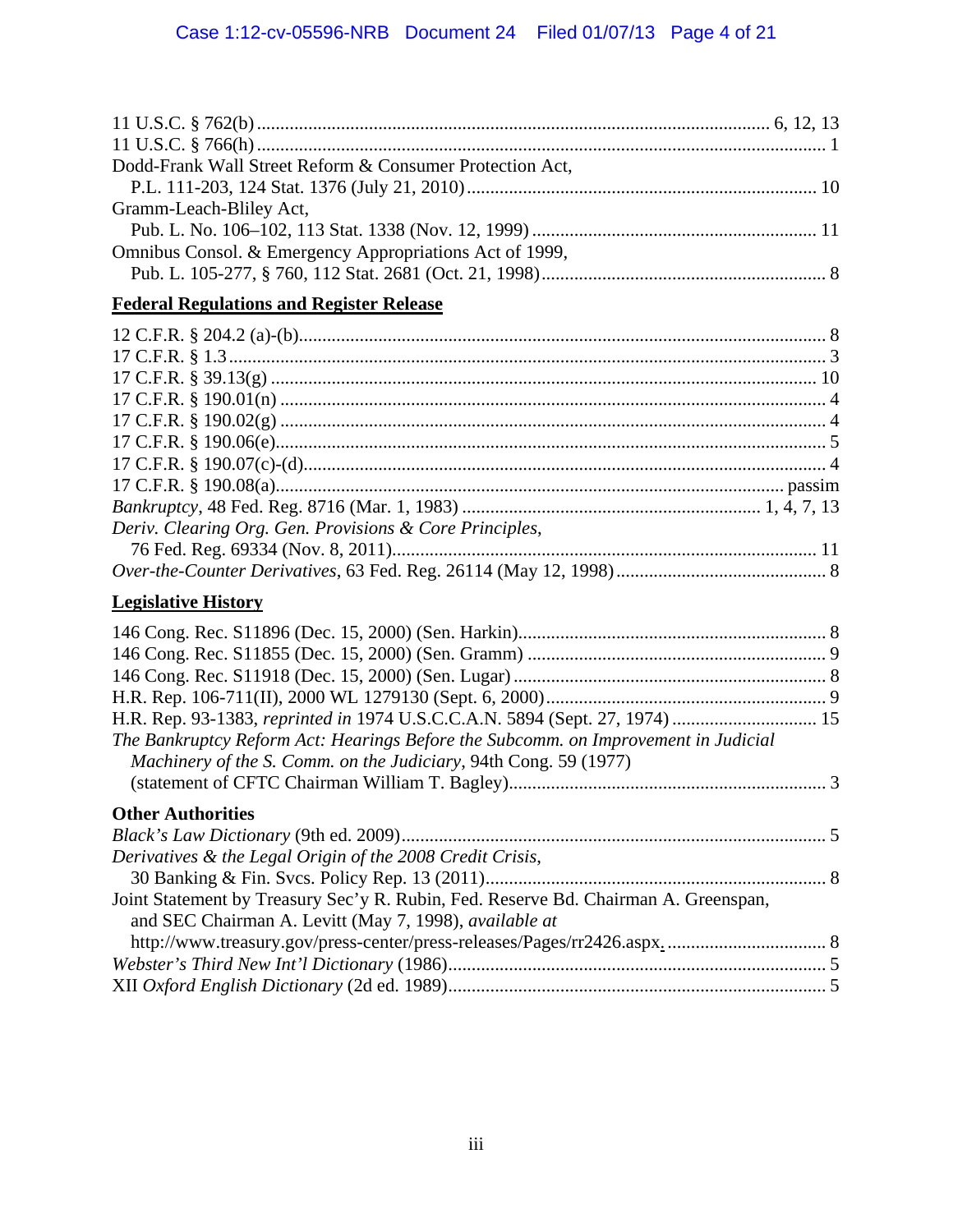11 U.S.C. § 762(b) ........................................................................................................ 6, 12, 13
11 U.S.C. § 766(h) .......................................................................................................................... 1
Dodd-Frank Wall Street Reform & Consumer Protection Act,
  P.L. 111-203, 124 Stat. 1376 (July 21, 2010) ........................................................................... 10
Gramm-Leach-Bliley Act,
  Pub. L. No. 106–102, 113 Stat. 1338 (Nov. 12, 1999) ............................................................. 11
Omnibus Consol. & Emergency Appropriations Act of 1999,
  Pub. L. 105-277, § 760, 112 Stat. 2681 (Oct. 21, 1998) ............................................................. 8

**Federal Regulations and Register Release**

12 C.F.R. § 204.2 (a)-(b) .................................................................................................................. 8
17 C.F.R. § 1.3 ................................................................................................................................. 3
17 C.F.R. § 39.13(g) ....................................................................................................................... 10
17 C.F.R. § 190.01(n) ...................................................................................................................... 4
17 C.F.R. § 190.02(g) ...................................................................................................................... 4
17 C.F.R. § 190.06(e) ...................................................................................................................... 5
17 C.F.R. § 190.07(c)-(d) ................................................................................................................. 4
17 C.F.R. § 190.08(a) ............................................................................................................. passim
*Bankruptcy*, 48 Fed. Reg. 8716 (Mar. 1, 1983) ..................................................................... 1, 4, 7, 13
*Deriv. Clearing Org. Gen. Provisions & Core Principles*,
  76 Fed. Reg. 69334 (Nov. 8, 2011) ........................................................................................... 11
*Over-the-Counter Derivatives*, 63 Fed. Reg. 26114 (May 12, 1998) ............................................. 8

**Legislative History**

146 Cong. Rec. S11896 (Dec. 15, 2000) (Sen. Harkin) .................................................................. 8
146 Cong. Rec. S11855 (Dec. 15, 2000) (Sen. Gramm) ................................................................. 9
146 Cong. Rec. S11918 (Dec. 15, 2000) (Sen. Lugar) ................................................................... 8
H.R. Rep. 106-711(II), 2000 WL 1279130 (Sept. 6, 2000) ............................................................. 9
H.R. Rep. 93-1383, *reprinted in* 1974 U.S.C.C.A.N. 5894 (Sept. 27, 1974) ................................ 15
*The Bankruptcy Reform Act: Hearings Before the Subcomm. on Improvement in Judicial Machinery of the S. Comm. on the Judiciary*, 94th Cong. 59 (1977)
  (statement of CFTC Chairman William T. Bagley) ..................................................................... 3

**Other Authorities**

*Black's Law Dictionary* (9th ed. 2009) ............................................................................................ 5
*Derivatives & the Legal Origin of the 2008 Credit Crisis*,
  30 Banking & Fin. Svcs. Policy Rep. 13 (2011) .......................................................................... 8
Joint Statement by Treasury Sec'y R. Rubin, Fed. Reserve Bd. Chairman A. Greenspan, and SEC Chairman A. Levitt (May 7, 1998), *available at*
  http://www.treasury.gov/press-center/press-releases/Pages/rr2426.aspx. .................................. 8
*Webster's Third New Int'l Dictionary* (1986) .................................................................................. 5
XII *Oxford English Dictionary* (2d ed. 1989) .................................................................................. 5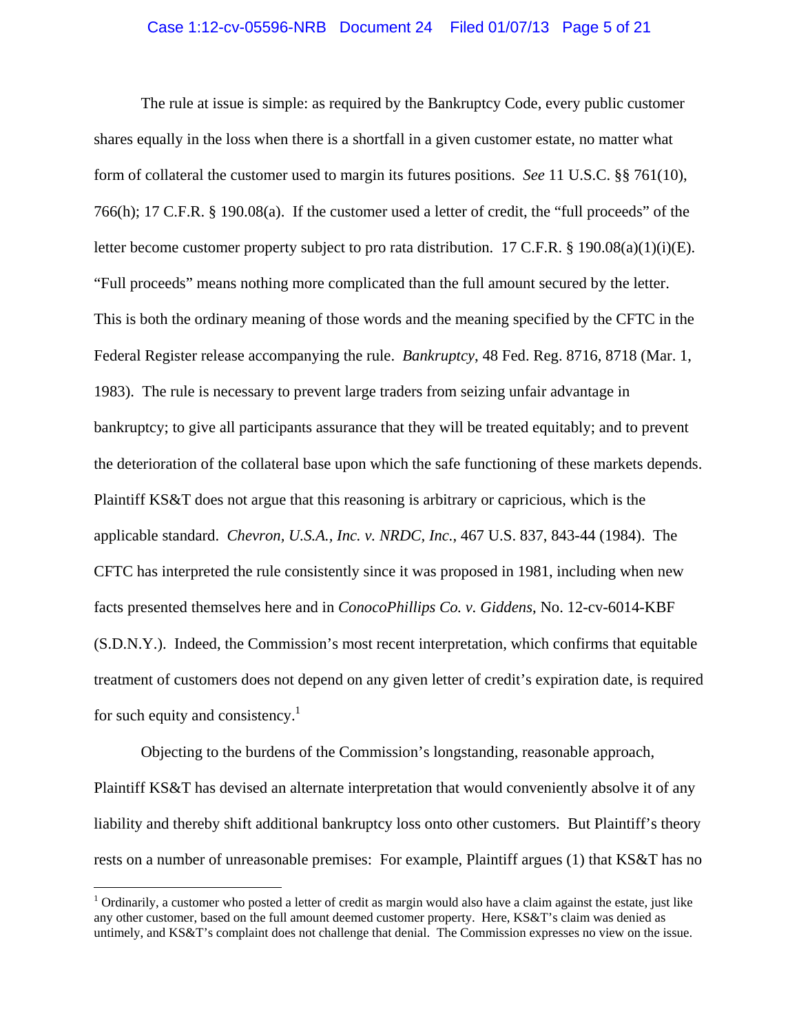The rule at issue is simple: as required by the Bankruptcy Code, every public customer shares equally in the loss when there is a shortfall in a given customer estate, no matter what form of collateral the customer used to margin its futures positions. *See* 11 U.S.C. §§ 761(10), 766(h); 17 C.F.R. § 190.08(a). If the customer used a letter of credit, the "full proceeds" of the letter become customer property subject to pro rata distribution. 17 C.F.R. § 190.08(a)(1)(i)(E). "Full proceeds" means nothing more complicated than the full amount secured by the letter. This is both the ordinary meaning of those words and the meaning specified by the CFTC in the Federal Register release accompanying the rule. *Bankruptcy*, 48 Fed. Reg. 8716, 8718 (Mar. 1, 1983). The rule is necessary to prevent large traders from seizing unfair advantage in bankruptcy; to give all participants assurance that they will be treated equitably; and to prevent the deterioration of the collateral base upon which the safe functioning of these markets depends. Plaintiff KS&T does not argue that this reasoning is arbitrary or capricious, which is the applicable standard. *Chevron, U.S.A., Inc. v. NRDC, Inc.*, 467 U.S. 837, 843-44 (1984). The CFTC has interpreted the rule consistently since it was proposed in 1981, including when new facts presented themselves here and in *ConocoPhillips Co. v. Giddens*, No. 12-cv-6014-KBF (S.D.N.Y.). Indeed, the Commission's most recent interpretation, which confirms that equitable treatment of customers does not depend on any given letter of credit's expiration date, is required for such equity and consistency.[1]

Objecting to the burdens of the Commission's longstanding, reasonable approach, Plaintiff KS&T has devised an alternate interpretation that would conveniently absolve it of any liability and thereby shift additional bankruptcy loss onto other customers. But Plaintiff's theory rests on a number of unreasonable premises: For example, Plaintiff argues (1) that KS&T has no

[1] Ordinarily, a customer who posted a letter of credit as margin would also have a claim against the estate, just like any other customer, based on the full amount deemed customer property. Here, KS&T's claim was denied as untimely, and KS&T's complaint does not challenge that denial. The Commission expresses no view on the issue.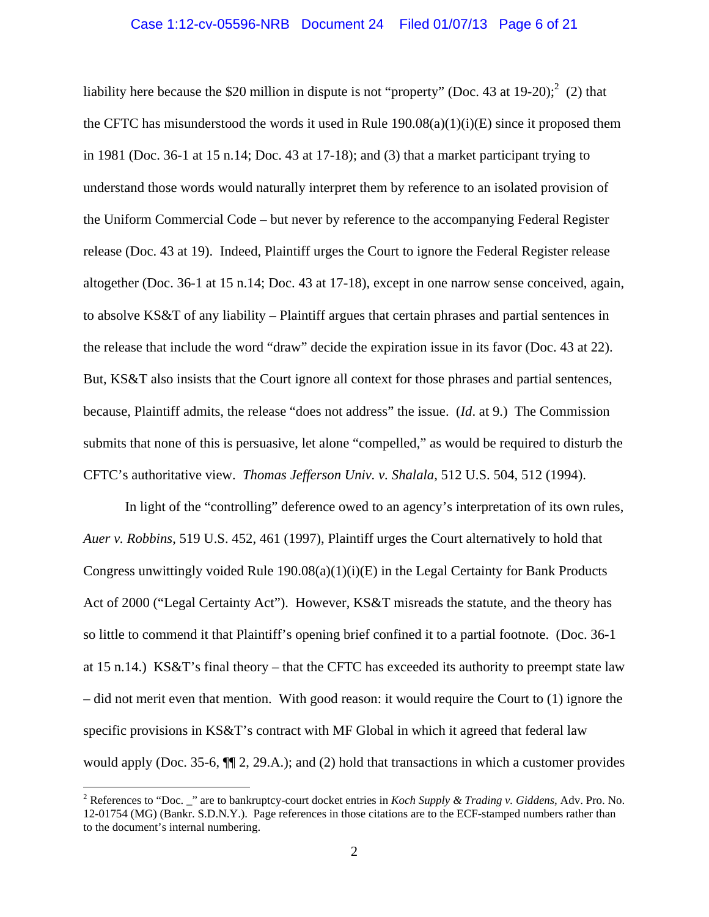liability here because the $20 million in dispute is not "property" (Doc. 43 at 19-20);[2] (2) that the CFTC has misunderstood the words it used in Rule 190.08(a)(1)(i)(E) since it proposed them in 1981 (Doc. 36-1 at 15 n.14; Doc. 43 at 17-18); and (3) that a market participant trying to understand those words would naturally interpret them by reference to an isolated provision of the Uniform Commercial Code – but never by reference to the accompanying Federal Register release (Doc. 43 at 19). Indeed, Plaintiff urges the Court to ignore the Federal Register release altogether (Doc. 36-1 at 15 n.14; Doc. 43 at 17-18), except in one narrow sense conceived, again, to absolve KS&T of any liability – Plaintiff argues that certain phrases and partial sentences in the release that include the word "draw" decide the expiration issue in its favor (Doc. 43 at 22). But, KS&T also insists that the Court ignore all context for those phrases and partial sentences, because, Plaintiff admits, the release "does not address" the issue. (*Id*. at 9.) The Commission submits that none of this is persuasive, let alone "compelled," as would be required to disturb the CFTC's authoritative view. *Thomas Jefferson Univ. v. Shalala*, 512 U.S. 504, 512 (1994).

In light of the "controlling" deference owed to an agency's interpretation of its own rules, *Auer v. Robbins*, 519 U.S. 452, 461 (1997), Plaintiff urges the Court alternatively to hold that Congress unwittingly voided Rule 190.08(a)(1)(i)(E) in the Legal Certainty for Bank Products Act of 2000 ("Legal Certainty Act"). However, KS&T misreads the statute, and the theory has so little to commend it that Plaintiff's opening brief confined it to a partial footnote. (Doc. 36-1 at 15 n.14.) KS&T's final theory – that the CFTC has exceeded its authority to preempt state law – did not merit even that mention. With good reason: it would require the Court to (1) ignore the specific provisions in KS&T's contract with MF Global in which it agreed that federal law would apply (Doc. 35-6, ¶¶ 2, 29.A.); and (2) hold that transactions in which a customer provides

[2] References to "Doc. _" are to bankruptcy-court docket entries in *Koch Supply & Trading v. Giddens*, Adv. Pro. No. 12-01754 (MG) (Bankr. S.D.N.Y.). Page references in those citations are to the ECF-stamped numbers rather than to the document's internal numbering.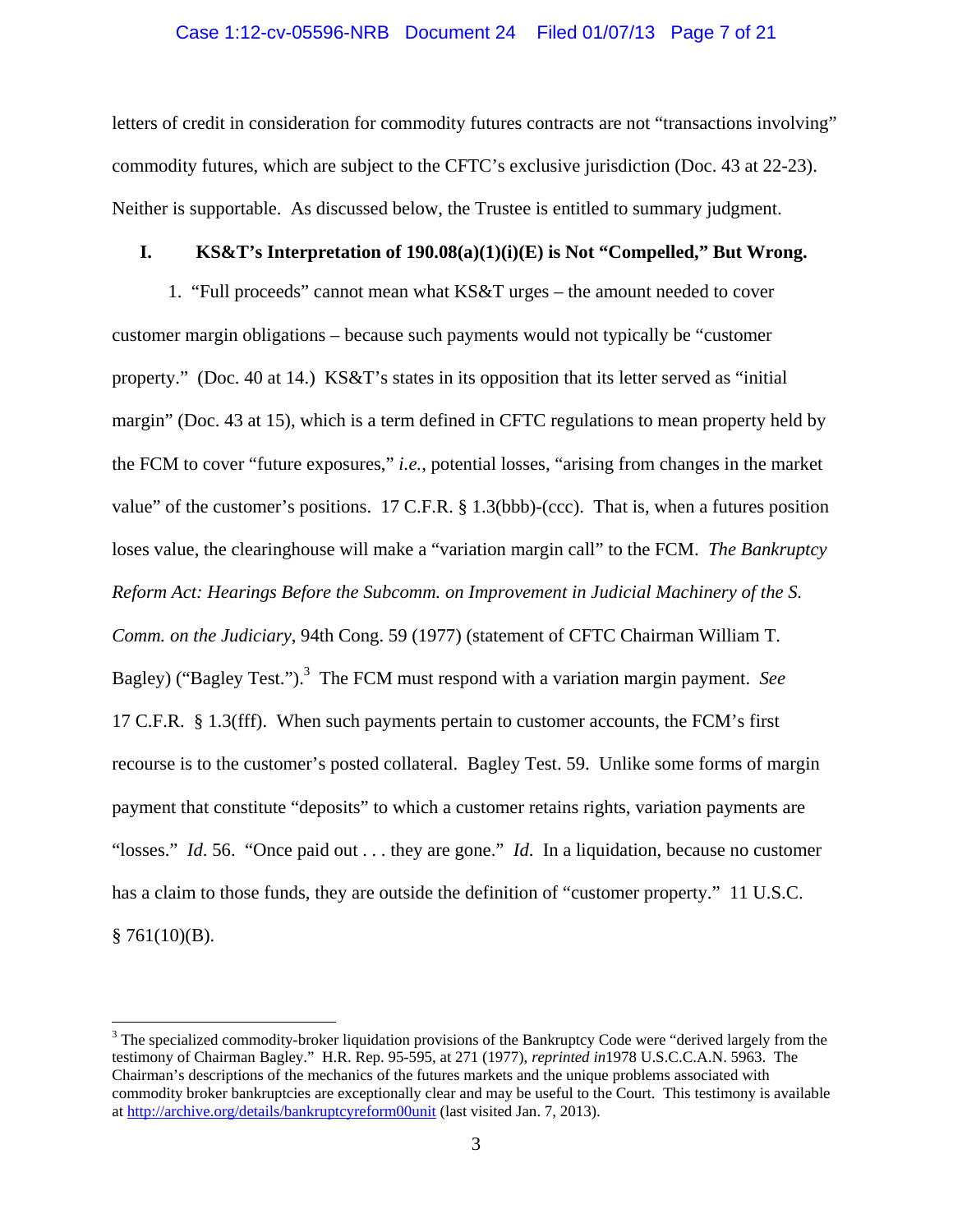letters of credit in consideration for commodity futures contracts are not "transactions involving" commodity futures, which are subject to the CFTC's exclusive jurisdiction (Doc. 43 at 22-23). Neither is supportable. As discussed below, the Trustee is entitled to summary judgment.

## I. KS&T's Interpretation of 190.08(a)(1)(i)(E) is Not "Compelled," But Wrong.

1. "Full proceeds" cannot mean what KS&T urges – the amount needed to cover customer margin obligations – because such payments would not typically be "customer property." (Doc. 40 at 14.) KS&T's states in its opposition that its letter served as "initial margin" (Doc. 43 at 15), which is a term defined in CFTC regulations to mean property held by the FCM to cover "future exposures," *i.e.*, potential losses, "arising from changes in the market value" of the customer's positions. 17 C.F.R. § 1.3(bbb)-(ccc). That is, when a futures position loses value, the clearinghouse will make a "variation margin call" to the FCM. *The Bankruptcy Reform Act: Hearings Before the Subcomm. on Improvement in Judicial Machinery of the S. Comm. on the Judiciary*, 94th Cong. 59 (1977) (statement of CFTC Chairman William T. Bagley) ("Bagley Test.").[3] The FCM must respond with a variation margin payment. *See* 17 C.F.R. § 1.3(fff). When such payments pertain to customer accounts, the FCM's first recourse is to the customer's posted collateral. Bagley Test. 59. Unlike some forms of margin payment that constitute "deposits" to which a customer retains rights, variation payments are "losses." *Id*. 56. "Once paid out . . . they are gone." *Id.* In a liquidation, because no customer has a claim to those funds, they are outside the definition of "customer property." 11 U.S.C. § 761(10)(B).

---

[3] The specialized commodity-broker liquidation provisions of the Bankruptcy Code were "derived largely from the testimony of Chairman Bagley." H.R. Rep. 95-595, at 271 (1977), *reprinted in*1978 U.S.C.C.A.N. 5963. The Chairman's descriptions of the mechanics of the futures markets and the unique problems associated with commodity broker bankruptcies are exceptionally clear and may be useful to the Court. This testimony is available at http://archive.org/details/bankruptcyreform00unit (last visited Jan. 7, 2013).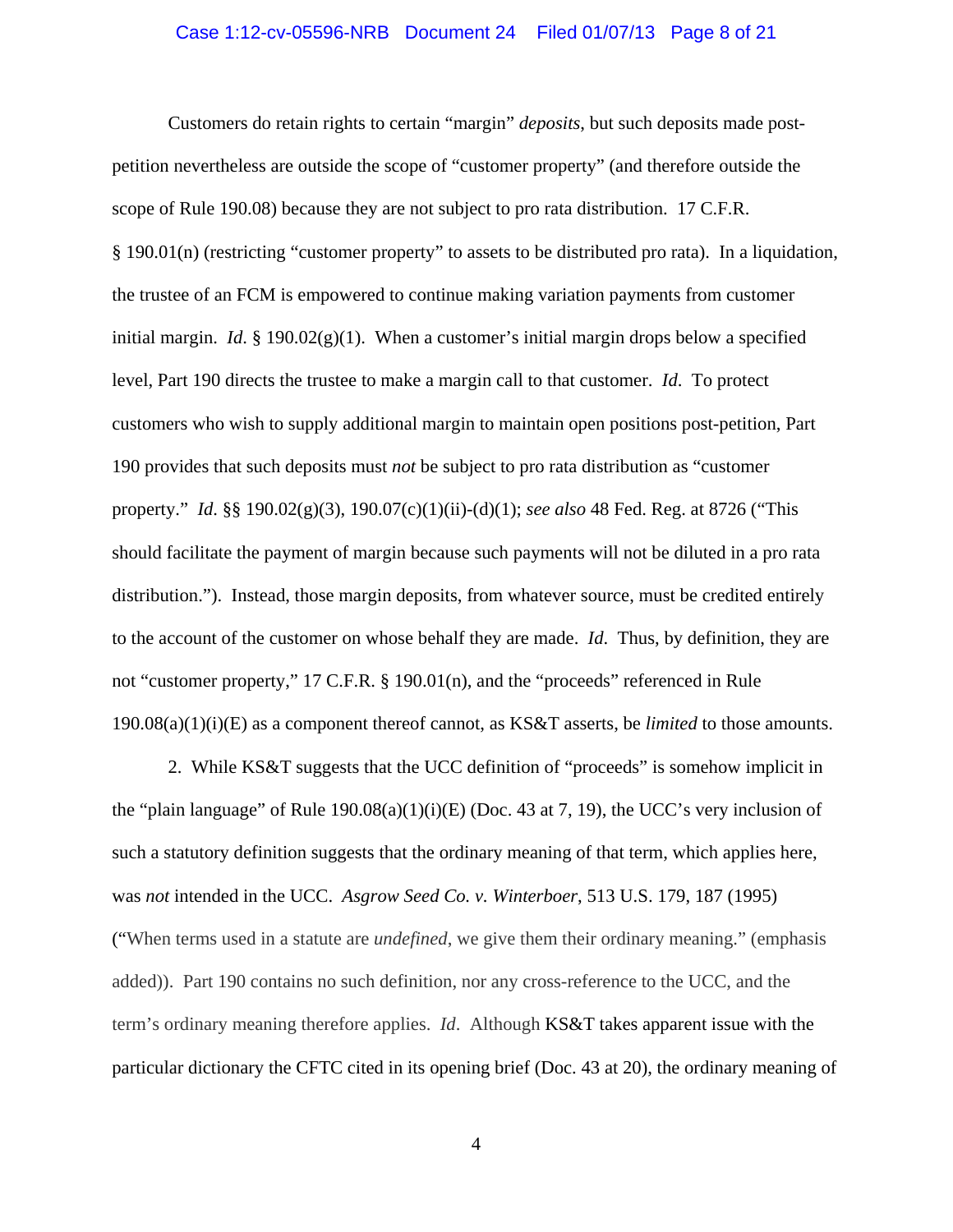Customers do retain rights to certain "margin" *deposits*, but such deposits made post-petition nevertheless are outside the scope of "customer property" (and therefore outside the scope of Rule 190.08) because they are not subject to pro rata distribution. 17 C.F.R. § 190.01(n) (restricting "customer property" to assets to be distributed pro rata). In a liquidation, the trustee of an FCM is empowered to continue making variation payments from customer initial margin. *Id.* § 190.02(g)(1). When a customer's initial margin drops below a specified level, Part 190 directs the trustee to make a margin call to that customer. *Id.* To protect customers who wish to supply additional margin to maintain open positions post-petition, Part 190 provides that such deposits must *not* be subject to pro rata distribution as "customer property." *Id.* §§ 190.02(g)(3), 190.07(c)(1)(ii)-(d)(1); *see also* 48 Fed. Reg. at 8726 ("This should facilitate the payment of margin because such payments will not be diluted in a pro rata distribution."). Instead, those margin deposits, from whatever source, must be credited entirely to the account of the customer on whose behalf they are made. *Id.* Thus, by definition, they are not "customer property," 17 C.F.R. § 190.01(n), and the "proceeds" referenced in Rule 190.08(a)(1)(i)(E) as a component thereof cannot, as KS&T asserts, be *limited* to those amounts.

2. While KS&T suggests that the UCC definition of "proceeds" is somehow implicit in the "plain language" of Rule 190.08(a)(1)(i)(E) (Doc. 43 at 7, 19), the UCC's very inclusion of such a statutory definition suggests that the ordinary meaning of that term, which applies here, was *not* intended in the UCC. *Asgrow Seed Co. v. Winterboer*, 513 U.S. 179, 187 (1995) ("When terms used in a statute are *undefined*, we give them their ordinary meaning." (emphasis added)). Part 190 contains no such definition, nor any cross-reference to the UCC, and the term's ordinary meaning therefore applies. *Id.* Although KS&T takes apparent issue with the particular dictionary the CFTC cited in its opening brief (Doc. 43 at 20), the ordinary meaning of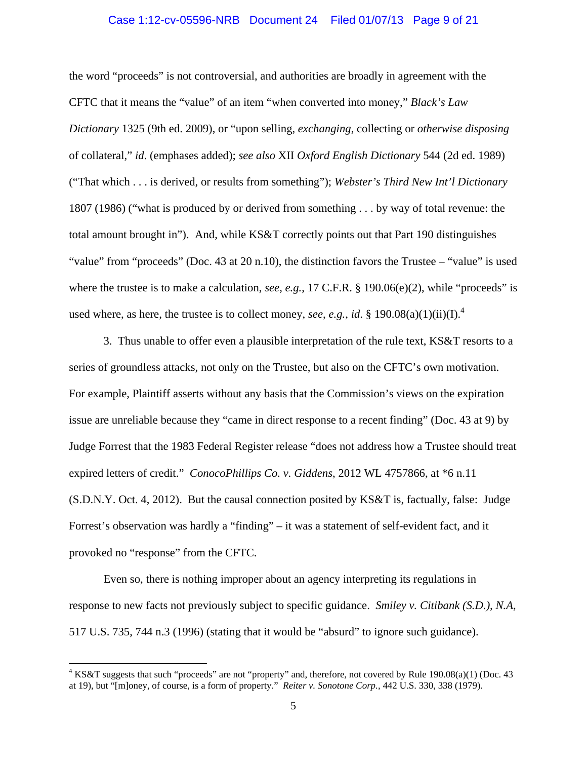the word "proceeds" is not controversial, and authorities are broadly in agreement with the CFTC that it means the "value" of an item "when converted into money," *Black's Law Dictionary* 1325 (9th ed. 2009), or "upon selling, *exchanging*, collecting or *otherwise disposing* of collateral," *id*. (emphases added); *see also* XII *Oxford English Dictionary* 544 (2d ed. 1989) ("That which . . . is derived, or results from something"); *Webster's Third New Int'l Dictionary* 1807 (1986) ("what is produced by or derived from something . . . by way of total revenue: the total amount brought in"). And, while KS&T correctly points out that Part 190 distinguishes "value" from "proceeds" (Doc. 43 at 20 n.10), the distinction favors the Trustee – "value" is used where the trustee is to make a calculation, *see, e.g.*, 17 C.F.R. § 190.06(e)(2), while "proceeds" is used where, as here, the trustee is to collect money, *see*, *e.g.*, *id*. § 190.08(a)(1)(ii)(I).[4]

3. Thus unable to offer even a plausible interpretation of the rule text, KS&T resorts to a series of groundless attacks, not only on the Trustee, but also on the CFTC's own motivation. For example, Plaintiff asserts without any basis that the Commission's views on the expiration issue are unreliable because they "came in direct response to a recent finding" (Doc. 43 at 9) by Judge Forrest that the 1983 Federal Register release "does not address how a Trustee should treat expired letters of credit." *ConocoPhillips Co. v. Giddens*, 2012 WL 4757866, at *6 n.11 (S.D.N.Y. Oct. 4, 2012). But the causal connection posited by KS&T is, factually, false: Judge Forrest's observation was hardly a "finding" – it was a statement of self-evident fact, and it provoked no "response" from the CFTC.

Even so, there is nothing improper about an agency interpreting its regulations in response to new facts not previously subject to specific guidance. *Smiley v. Citibank (S.D.), N.A*, 517 U.S. 735, 744 n.3 (1996) (stating that it would be "absurd" to ignore such guidance).

---

[4] KS&T suggests that such "proceeds" are not "property" and, therefore, not covered by Rule 190.08(a)(1) (Doc. 43 at 19), but "[m]oney, of course, is a form of property." *Reiter v. Sonotone Corp.*, 442 U.S. 330, 338 (1979).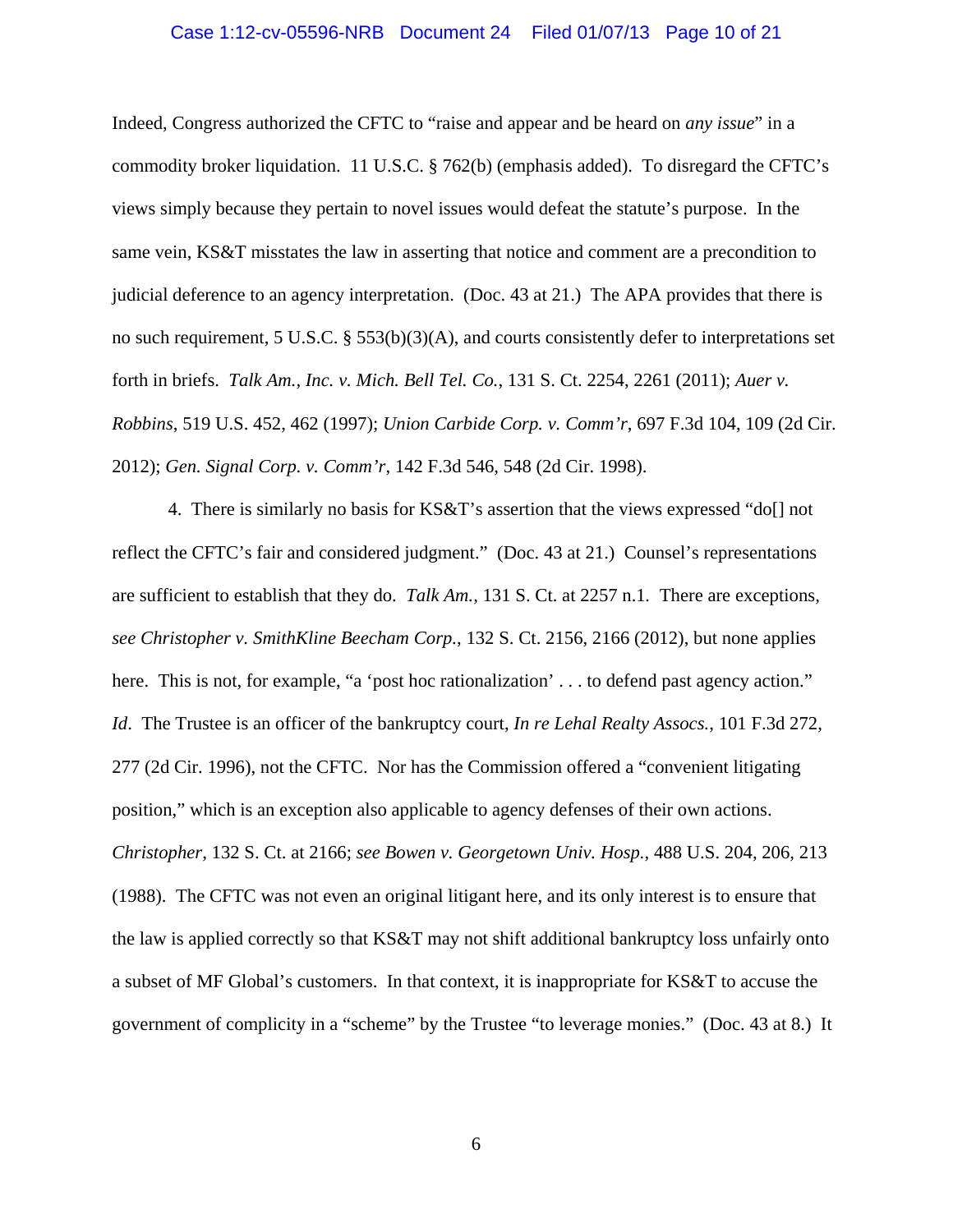Indeed, Congress authorized the CFTC to "raise and appear and be heard on *any issue*" in a commodity broker liquidation. 11 U.S.C. § 762(b) (emphasis added). To disregard the CFTC's views simply because they pertain to novel issues would defeat the statute's purpose. In the same vein, KS&T misstates the law in asserting that notice and comment are a precondition to judicial deference to an agency interpretation. (Doc. 43 at 21.) The APA provides that there is no such requirement, 5 U.S.C. § 553(b)(3)(A), and courts consistently defer to interpretations set forth in briefs. *Talk Am., Inc. v. Mich. Bell Tel. Co.*, 131 S. Ct. 2254, 2261 (2011); *Auer v. Robbins*, 519 U.S. 452, 462 (1997); *Union Carbide Corp. v. Comm'r*, 697 F.3d 104, 109 (2d Cir. 2012); *Gen. Signal Corp. v. Comm'r*, 142 F.3d 546, 548 (2d Cir. 1998).

4. There is similarly no basis for KS&T's assertion that the views expressed "do[] not reflect the CFTC's fair and considered judgment." (Doc. 43 at 21.) Counsel's representations are sufficient to establish that they do. *Talk Am.*, 131 S. Ct. at 2257 n.1. There are exceptions, *see Christopher v. SmithKline Beecham Corp.*, 132 S. Ct. 2156, 2166 (2012), but none applies here. This is not, for example, "a 'post hoc rationalization' . . . to defend past agency action." *Id*. The Trustee is an officer of the bankruptcy court, *In re Lehal Realty Assocs.*, 101 F.3d 272, 277 (2d Cir. 1996), not the CFTC. Nor has the Commission offered a "convenient litigating position," which is an exception also applicable to agency defenses of their own actions. *Christopher*, 132 S. Ct. at 2166; *see Bowen v. Georgetown Univ. Hosp.*, 488 U.S. 204, 206, 213 (1988). The CFTC was not even an original litigant here, and its only interest is to ensure that the law is applied correctly so that KS&T may not shift additional bankruptcy loss unfairly onto a subset of MF Global's customers. In that context, it is inappropriate for KS&T to accuse the government of complicity in a "scheme" by the Trustee "to leverage monies." (Doc. 43 at 8.) It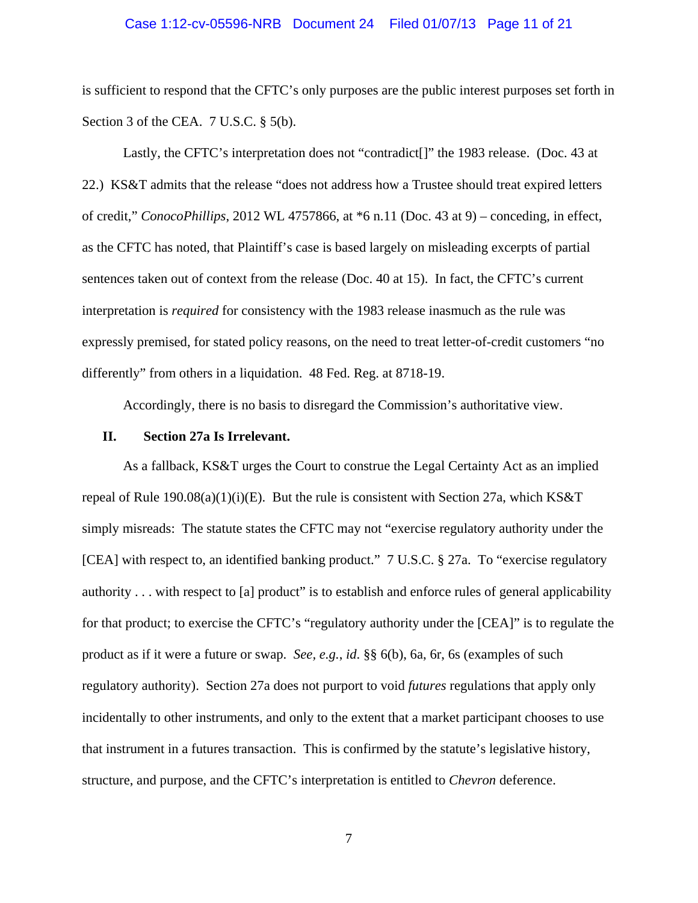is sufficient to respond that the CFTC's only purposes are the public interest purposes set forth in Section 3 of the CEA. 7 U.S.C. § 5(b).

Lastly, the CFTC's interpretation does not "contradict[]" the 1983 release. (Doc. 43 at 22.) KS&T admits that the release "does not address how a Trustee should treat expired letters of credit," *ConocoPhillips*, 2012 WL 4757866, at *6 n.11 (Doc. 43 at 9) – conceding, in effect, as the CFTC has noted, that Plaintiff's case is based largely on misleading excerpts of partial sentences taken out of context from the release (Doc. 40 at 15). In fact, the CFTC's current interpretation is *required* for consistency with the 1983 release inasmuch as the rule was expressly premised, for stated policy reasons, on the need to treat letter-of-credit customers "no differently" from others in a liquidation. 48 Fed. Reg. at 8718-19.

Accordingly, there is no basis to disregard the Commission's authoritative view.

## II. Section 27a Is Irrelevant.

As a fallback, KS&T urges the Court to construe the Legal Certainty Act as an implied repeal of Rule 190.08(a)(1)(i)(E). But the rule is consistent with Section 27a, which KS&T simply misreads: The statute states the CFTC may not "exercise regulatory authority under the [CEA] with respect to, an identified banking product." 7 U.S.C. § 27a. To "exercise regulatory authority . . . with respect to [a] product" is to establish and enforce rules of general applicability for that product; to exercise the CFTC's "regulatory authority under the [CEA]" is to regulate the product as if it were a future or swap. *See, e.g.*, *id*. §§ 6(b), 6a, 6r, 6s (examples of such regulatory authority). Section 27a does not purport to void *futures* regulations that apply only incidentally to other instruments, and only to the extent that a market participant chooses to use that instrument in a futures transaction. This is confirmed by the statute's legislative history, structure, and purpose, and the CFTC's interpretation is entitled to *Chevron* deference.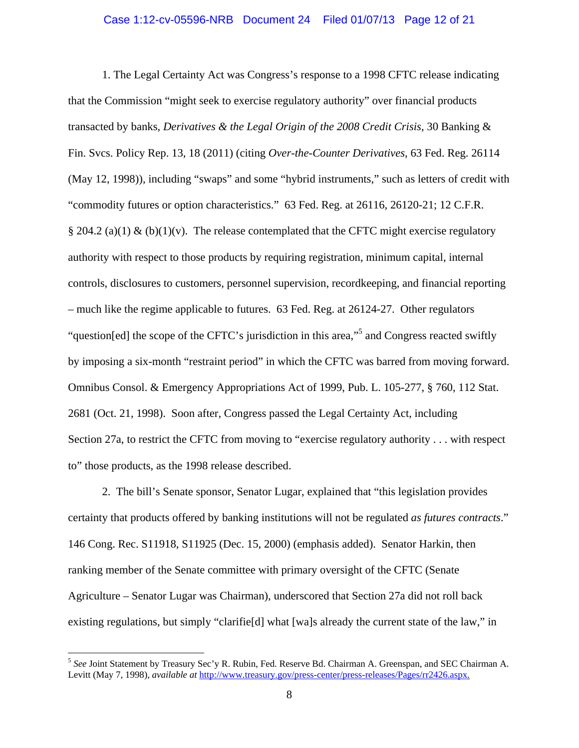1. The Legal Certainty Act was Congress's response to a 1998 CFTC release indicating that the Commission "might seek to exercise regulatory authority" over financial products transacted by banks, *Derivatives & the Legal Origin of the 2008 Credit Crisis*, 30 Banking & Fin. Svcs. Policy Rep. 13, 18 (2011) (citing *Over-the-Counter Derivatives*, 63 Fed. Reg. 26114 (May 12, 1998)), including "swaps" and some "hybrid instruments," such as letters of credit with "commodity futures or option characteristics." 63 Fed. Reg. at 26116, 26120-21; 12 C.F.R. § 204.2 (a)(1) & (b)(1)(v). The release contemplated that the CFTC might exercise regulatory authority with respect to those products by requiring registration, minimum capital, internal controls, disclosures to customers, personnel supervision, recordkeeping, and financial reporting – much like the regime applicable to futures. 63 Fed. Reg. at 26124-27. Other regulators "question[ed] the scope of the CFTC's jurisdiction in this area,"[5] and Congress reacted swiftly by imposing a six-month "restraint period" in which the CFTC was barred from moving forward. Omnibus Consol. & Emergency Appropriations Act of 1999, Pub. L. 105-277, § 760, 112 Stat. 2681 (Oct. 21, 1998). Soon after, Congress passed the Legal Certainty Act, including Section 27a, to restrict the CFTC from moving to "exercise regulatory authority . . . with respect to" those products, as the 1998 release described.

2. The bill's Senate sponsor, Senator Lugar, explained that "this legislation provides certainty that products offered by banking institutions will not be regulated *as futures contracts*." 146 Cong. Rec. S11918, S11925 (Dec. 15, 2000) (emphasis added). Senator Harkin, then ranking member of the Senate committee with primary oversight of the CFTC (Senate Agriculture – Senator Lugar was Chairman), underscored that Section 27a did not roll back existing regulations, but simply "clarifie[d] what [wa]s already the current state of the law," in

---

[5] *See* Joint Statement by Treasury Sec'y R. Rubin, Fed. Reserve Bd. Chairman A. Greenspan, and SEC Chairman A. Levitt (May 7, 1998), *available at* http://www.treasury.gov/press-center/press-releases/Pages/rr2426.aspx.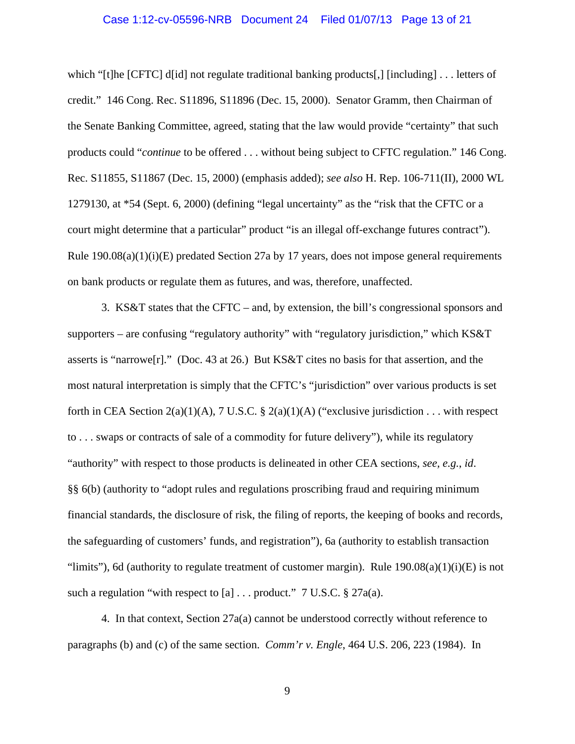which "[t]he [CFTC] d[id] not regulate traditional banking products[,] [including] . . . letters of credit." 146 Cong. Rec. S11896, S11896 (Dec. 15, 2000). Senator Gramm, then Chairman of the Senate Banking Committee, agreed, stating that the law would provide "certainty" that such products could "*continue* to be offered . . . without being subject to CFTC regulation." 146 Cong. Rec. S11855, S11867 (Dec. 15, 2000) (emphasis added); *see also* H. Rep. 106-711(II), 2000 WL 1279130, at *54 (Sept. 6, 2000) (defining "legal uncertainty" as the "risk that the CFTC or a court might determine that a particular" product "is an illegal off-exchange futures contract"). Rule 190.08(a)(1)(i)(E) predated Section 27a by 17 years, does not impose general requirements on bank products or regulate them as futures, and was, therefore, unaffected.

3. KS&T states that the CFTC – and, by extension, the bill's congressional sponsors and supporters – are confusing "regulatory authority" with "regulatory jurisdiction," which KS&T asserts is "narrowe[r]." (Doc. 43 at 26.) But KS&T cites no basis for that assertion, and the most natural interpretation is simply that the CFTC's "jurisdiction" over various products is set forth in CEA Section 2(a)(1)(A), 7 U.S.C. § 2(a)(1)(A) ("exclusive jurisdiction . . . with respect to . . . swaps or contracts of sale of a commodity for future delivery"), while its regulatory "authority" with respect to those products is delineated in other CEA sections, *see, e.g.*, *id*. §§ 6(b) (authority to "adopt rules and regulations proscribing fraud and requiring minimum financial standards, the disclosure of risk, the filing of reports, the keeping of books and records, the safeguarding of customers' funds, and registration"), 6a (authority to establish transaction "limits"), 6d (authority to regulate treatment of customer margin). Rule 190.08(a)(1)(i)(E) is not such a regulation "with respect to [a] . . . product." 7 U.S.C. § 27a(a).

4. In that context, Section 27a(a) cannot be understood correctly without reference to paragraphs (b) and (c) of the same section. *Comm'r v. Engle*, 464 U.S. 206, 223 (1984). In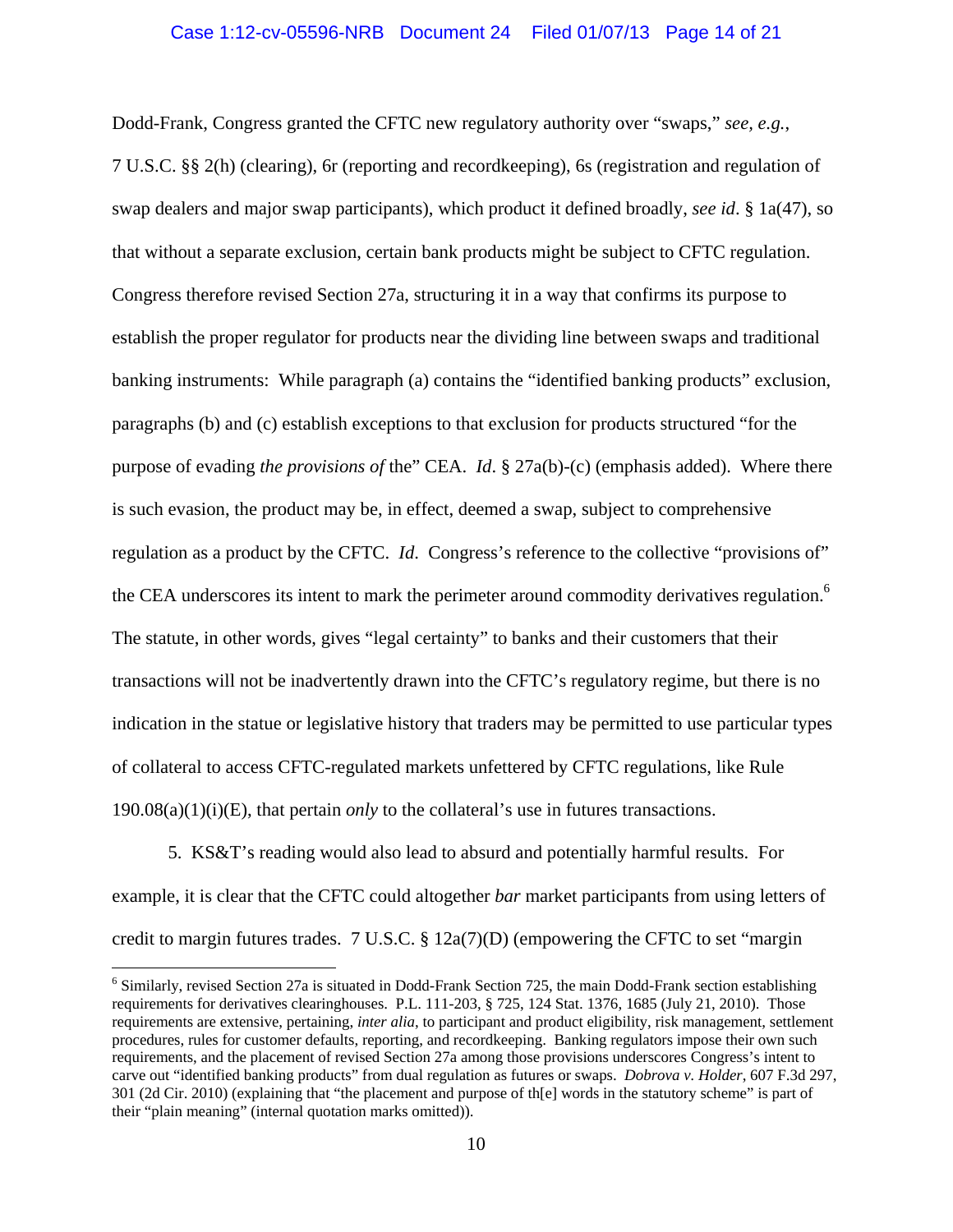Dodd-Frank, Congress granted the CFTC new regulatory authority over "swaps," *see, e.g.*, 7 U.S.C. §§ 2(h) (clearing), 6r (reporting and recordkeeping), 6s (registration and regulation of swap dealers and major swap participants), which product it defined broadly, *see id*. § 1a(47), so that without a separate exclusion, certain bank products might be subject to CFTC regulation. Congress therefore revised Section 27a, structuring it in a way that confirms its purpose to establish the proper regulator for products near the dividing line between swaps and traditional banking instruments: While paragraph (a) contains the "identified banking products" exclusion, paragraphs (b) and (c) establish exceptions to that exclusion for products structured "for the purpose of evading *the provisions of* the" CEA. *Id*. § 27a(b)-(c) (emphasis added). Where there is such evasion, the product may be, in effect, deemed a swap, subject to comprehensive regulation as a product by the CFTC. *Id*. Congress's reference to the collective "provisions of" the CEA underscores its intent to mark the perimeter around commodity derivatives regulation.[6] The statute, in other words, gives "legal certainty" to banks and their customers that their transactions will not be inadvertently drawn into the CFTC's regulatory regime, but there is no indication in the statue or legislative history that traders may be permitted to use particular types of collateral to access CFTC-regulated markets unfettered by CFTC regulations, like Rule 190.08(a)(1)(i)(E), that pertain *only* to the collateral's use in futures transactions.

5. KS&T's reading would also lead to absurd and potentially harmful results. For example, it is clear that the CFTC could altogether *bar* market participants from using letters of credit to margin futures trades. 7 U.S.C. § 12a(7)(D) (empowering the CFTC to set "margin

[6] Similarly, revised Section 27a is situated in Dodd-Frank Section 725, the main Dodd-Frank section establishing requirements for derivatives clearinghouses. P.L. 111-203, § 725, 124 Stat. 1376, 1685 (July 21, 2010). Those requirements are extensive, pertaining, *inter alia*, to participant and product eligibility, risk management, settlement procedures, rules for customer defaults, reporting, and recordkeeping. Banking regulators impose their own such requirements, and the placement of revised Section 27a among those provisions underscores Congress's intent to carve out "identified banking products" from dual regulation as futures or swaps. *Dobrova v. Holder*, 607 F.3d 297, 301 (2d Cir. 2010) (explaining that "the placement and purpose of th[e] words in the statutory scheme" is part of their "plain meaning" (internal quotation marks omitted)).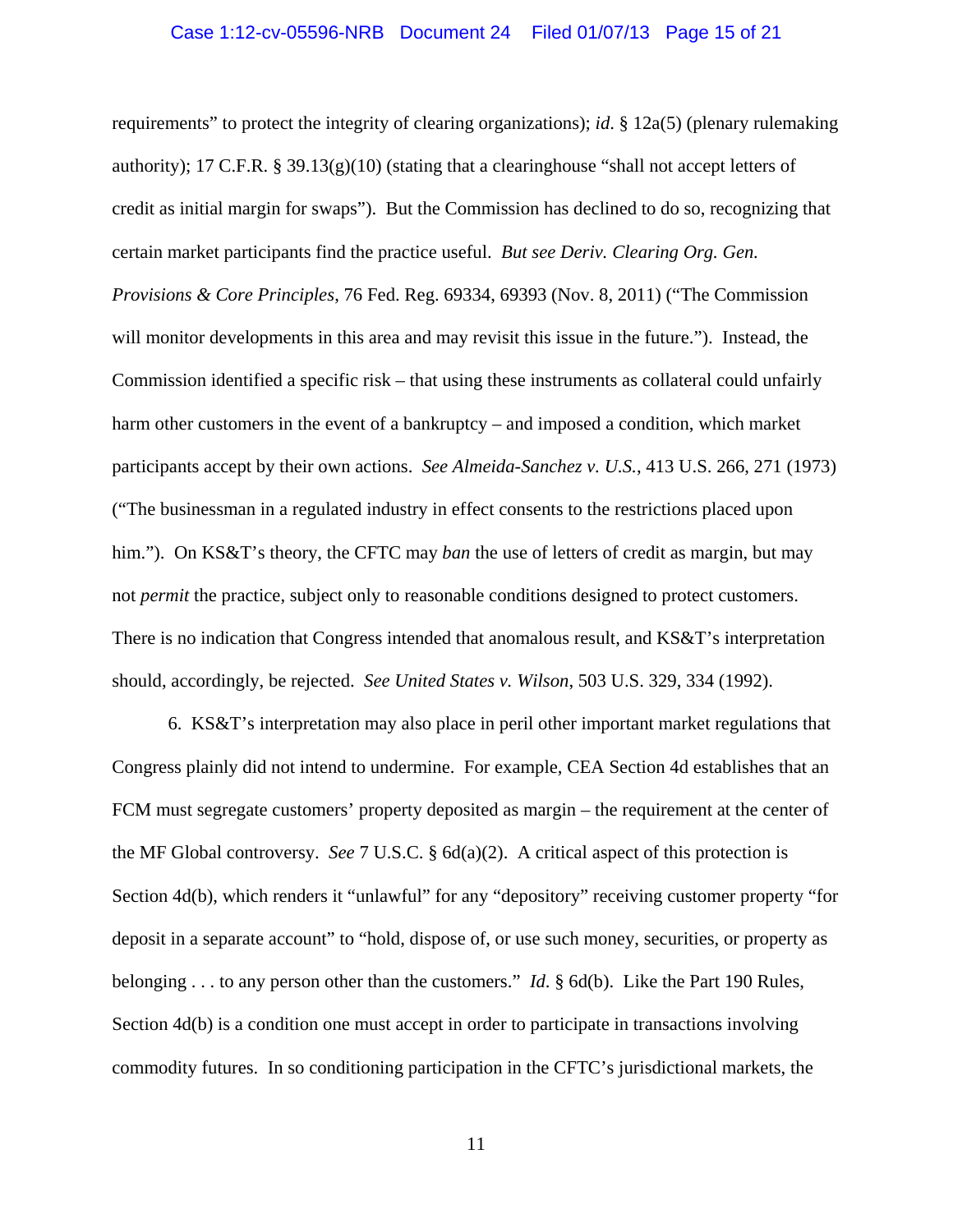requirements" to protect the integrity of clearing organizations); *id.* § 12a(5) (plenary rulemaking authority); 17 C.F.R. § 39.13(g)(10) (stating that a clearinghouse "shall not accept letters of credit as initial margin for swaps"). But the Commission has declined to do so, recognizing that certain market participants find the practice useful. *But see Deriv. Clearing Org. Gen. Provisions & Core Principles*, 76 Fed. Reg. 69334, 69393 (Nov. 8, 2011) ("The Commission will monitor developments in this area and may revisit this issue in the future."). Instead, the Commission identified a specific risk – that using these instruments as collateral could unfairly harm other customers in the event of a bankruptcy – and imposed a condition, which market participants accept by their own actions. *See Almeida-Sanchez v. U.S.*, 413 U.S. 266, 271 (1973) ("The businessman in a regulated industry in effect consents to the restrictions placed upon him."). On KS&T's theory, the CFTC may *ban* the use of letters of credit as margin, but may not *permit* the practice, subject only to reasonable conditions designed to protect customers. There is no indication that Congress intended that anomalous result, and KS&T's interpretation should, accordingly, be rejected. *See United States v. Wilson*, 503 U.S. 329, 334 (1992).

6. KS&T's interpretation may also place in peril other important market regulations that Congress plainly did not intend to undermine. For example, CEA Section 4d establishes that an FCM must segregate customers' property deposited as margin – the requirement at the center of the MF Global controversy. *See* 7 U.S.C. § 6d(a)(2). A critical aspect of this protection is Section 4d(b), which renders it "unlawful" for any "depository" receiving customer property "for deposit in a separate account" to "hold, dispose of, or use such money, securities, or property as belonging . . . to any person other than the customers." *Id.* § 6d(b). Like the Part 190 Rules, Section 4d(b) is a condition one must accept in order to participate in transactions involving commodity futures. In so conditioning participation in the CFTC's jurisdictional markets, the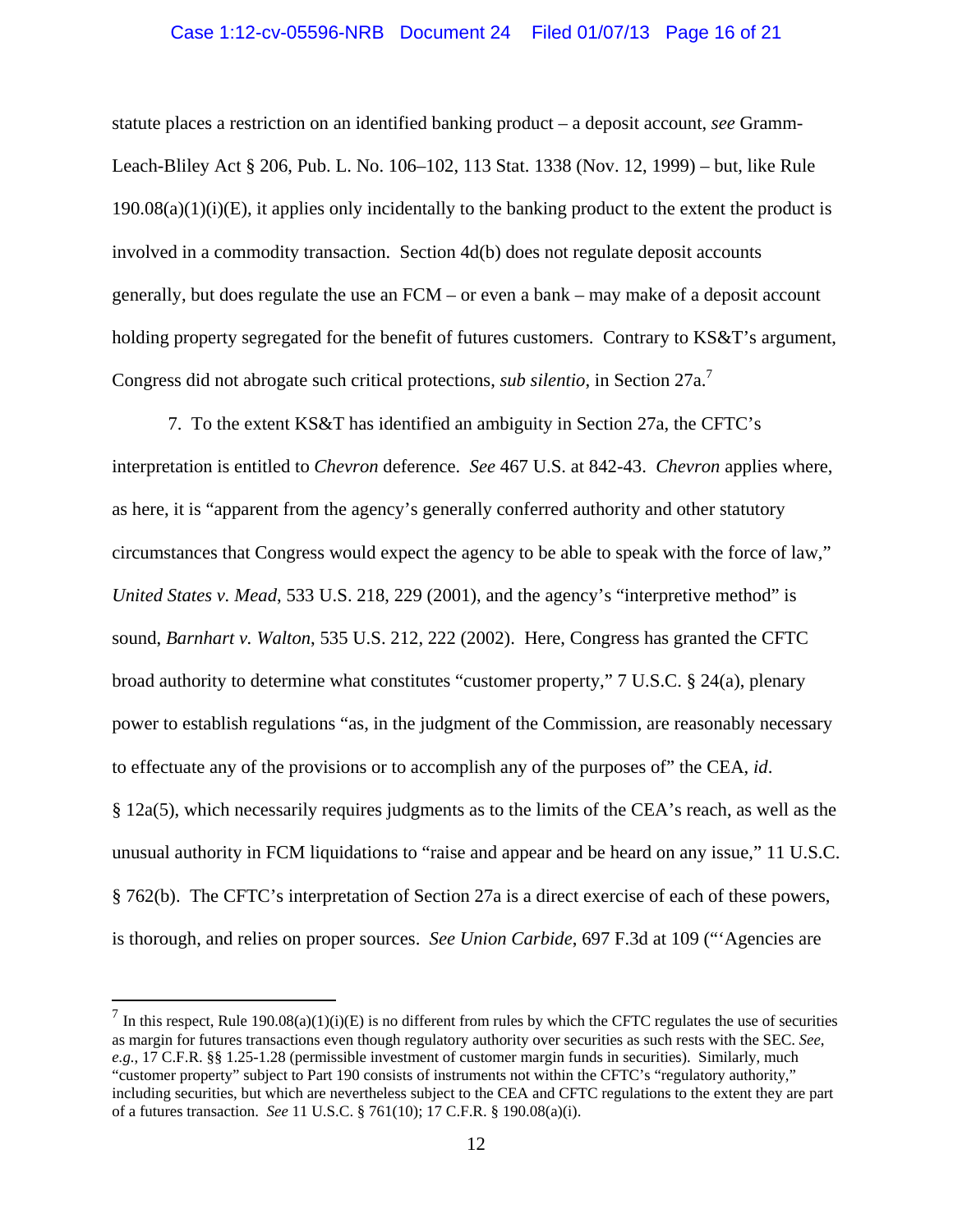statute places a restriction on an identified banking product – a deposit account, *see* Gramm-Leach-Bliley Act § 206, Pub. L. No. 106–102, 113 Stat. 1338 (Nov. 12, 1999) – but, like Rule 190.08(a)(1)(i)(E), it applies only incidentally to the banking product to the extent the product is involved in a commodity transaction. Section 4d(b) does not regulate deposit accounts generally, but does regulate the use an FCM – or even a bank – may make of a deposit account holding property segregated for the benefit of futures customers. Contrary to KS&T's argument, Congress did not abrogate such critical protections, *sub silentio*, in Section 27a.[7]

7. To the extent KS&T has identified an ambiguity in Section 27a, the CFTC's interpretation is entitled to *Chevron* deference. *See* 467 U.S. at 842-43. *Chevron* applies where, as here, it is "apparent from the agency's generally conferred authority and other statutory circumstances that Congress would expect the agency to be able to speak with the force of law," *United States v. Mead*, 533 U.S. 218, 229 (2001), and the agency's "interpretive method" is sound, *Barnhart v. Walton*, 535 U.S. 212, 222 (2002). Here, Congress has granted the CFTC broad authority to determine what constitutes "customer property," 7 U.S.C. § 24(a), plenary power to establish regulations "as, in the judgment of the Commission, are reasonably necessary to effectuate any of the provisions or to accomplish any of the purposes of" the CEA, *id*. § 12a(5), which necessarily requires judgments as to the limits of the CEA's reach, as well as the unusual authority in FCM liquidations to "raise and appear and be heard on any issue," 11 U.S.C. § 762(b). The CFTC's interpretation of Section 27a is a direct exercise of each of these powers, is thorough, and relies on proper sources. *See Union Carbide*, 697 F.3d at 109 ("'Agencies are

[7] In this respect, Rule 190.08(a)(1)(i)(E) is no different from rules by which the CFTC regulates the use of securities as margin for futures transactions even though regulatory authority over securities as such rests with the SEC. *See, e.g.*, 17 C.F.R. §§ 1.25-1.28 (permissible investment of customer margin funds in securities). Similarly, much "customer property" subject to Part 190 consists of instruments not within the CFTC's "regulatory authority," including securities, but which are nevertheless subject to the CEA and CFTC regulations to the extent they are part of a futures transaction. *See* 11 U.S.C. § 761(10); 17 C.F.R. § 190.08(a)(i).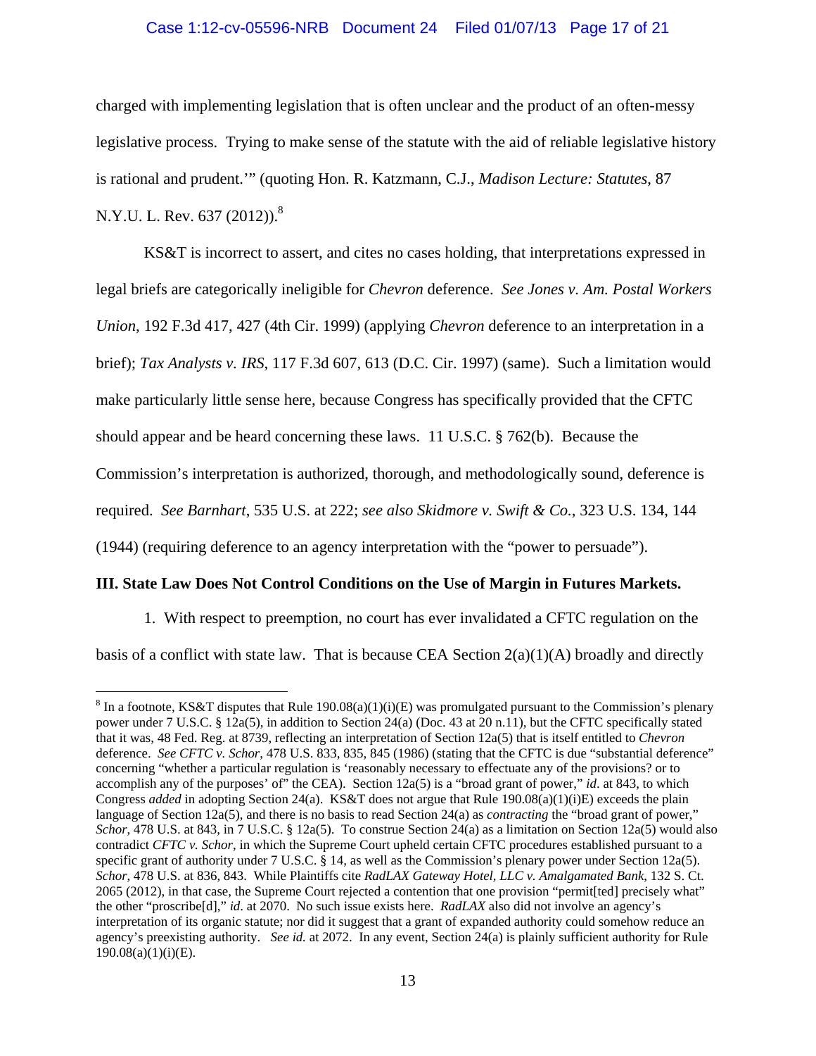charged with implementing legislation that is often unclear and the product of an often-messy legislative process. Trying to make sense of the statute with the aid of reliable legislative history is rational and prudent.'" (quoting Hon. R. Katzmann, C.J., *Madison Lecture: Statutes*, 87 N.Y.U. L. Rev. 637 (2012)).[8]

KS&T is incorrect to assert, and cites no cases holding, that interpretations expressed in legal briefs are categorically ineligible for *Chevron* deference. *See Jones v. Am. Postal Workers Union*, 192 F.3d 417, 427 (4th Cir. 1999) (applying *Chevron* deference to an interpretation in a brief); *Tax Analysts v. IRS*, 117 F.3d 607, 613 (D.C. Cir. 1997) (same). Such a limitation would make particularly little sense here, because Congress has specifically provided that the CFTC should appear and be heard concerning these laws. 11 U.S.C. § 762(b). Because the Commission's interpretation is authorized, thorough, and methodologically sound, deference is required. *See Barnhart*, 535 U.S. at 222; *see also Skidmore v. Swift & Co.*, 323 U.S. 134, 144 (1944) (requiring deference to an agency interpretation with the "power to persuade").

**III. State Law Does Not Control Conditions on the Use of Margin in Futures Markets.**

1. With respect to preemption, no court has ever invalidated a CFTC regulation on the basis of a conflict with state law. That is because CEA Section 2(a)(1)(A) broadly and directly

---

[8] In a footnote, KS&T disputes that Rule 190.08(a)(1)(i)(E) was promulgated pursuant to the Commission's plenary power under 7 U.S.C. § 12a(5), in addition to Section 24(a) (Doc. 43 at 20 n.11), but the CFTC specifically stated that it was, 48 Fed. Reg. at 8739, reflecting an interpretation of Section 12a(5) that is itself entitled to *Chevron* deference. *See CFTC v. Schor*, 478 U.S. 833, 835, 845 (1986) (stating that the CFTC is due "substantial deference" concerning "whether a particular regulation is 'reasonably necessary to effectuate any of the provisions? or to accomplish any of the purposes' of" the CEA). Section 12a(5) is a "broad grant of power," *id*. at 843, to which Congress *added* in adopting Section 24(a). KS&T does not argue that Rule 190.08(a)(1)(i)E) exceeds the plain language of Section 12a(5), and there is no basis to read Section 24(a) as *contracting* the "broad grant of power," *Schor*, 478 U.S. at 843, in 7 U.S.C. § 12a(5). To construe Section 24(a) as a limitation on Section 12a(5) would also contradict *CFTC v. Schor*, in which the Supreme Court upheld certain CFTC procedures established pursuant to a specific grant of authority under 7 U.S.C. § 14, as well as the Commission's plenary power under Section 12a(5). *Schor*, 478 U.S. at 836, 843. While Plaintiffs cite *RadLAX Gateway Hotel, LLC v. Amalgamated Bank*, 132 S. Ct. 2065 (2012), in that case, the Supreme Court rejected a contention that one provision "permit[ted] precisely what" the other "proscribe[d]," *id*. at 2070. No such issue exists here. *RadLAX* also did not involve an agency's interpretation of its organic statute; nor did it suggest that a grant of expanded authority could somehow reduce an agency's preexisting authority. *See id.* at 2072. In any event, Section 24(a) is plainly sufficient authority for Rule 190.08(a)(1)(i)(E).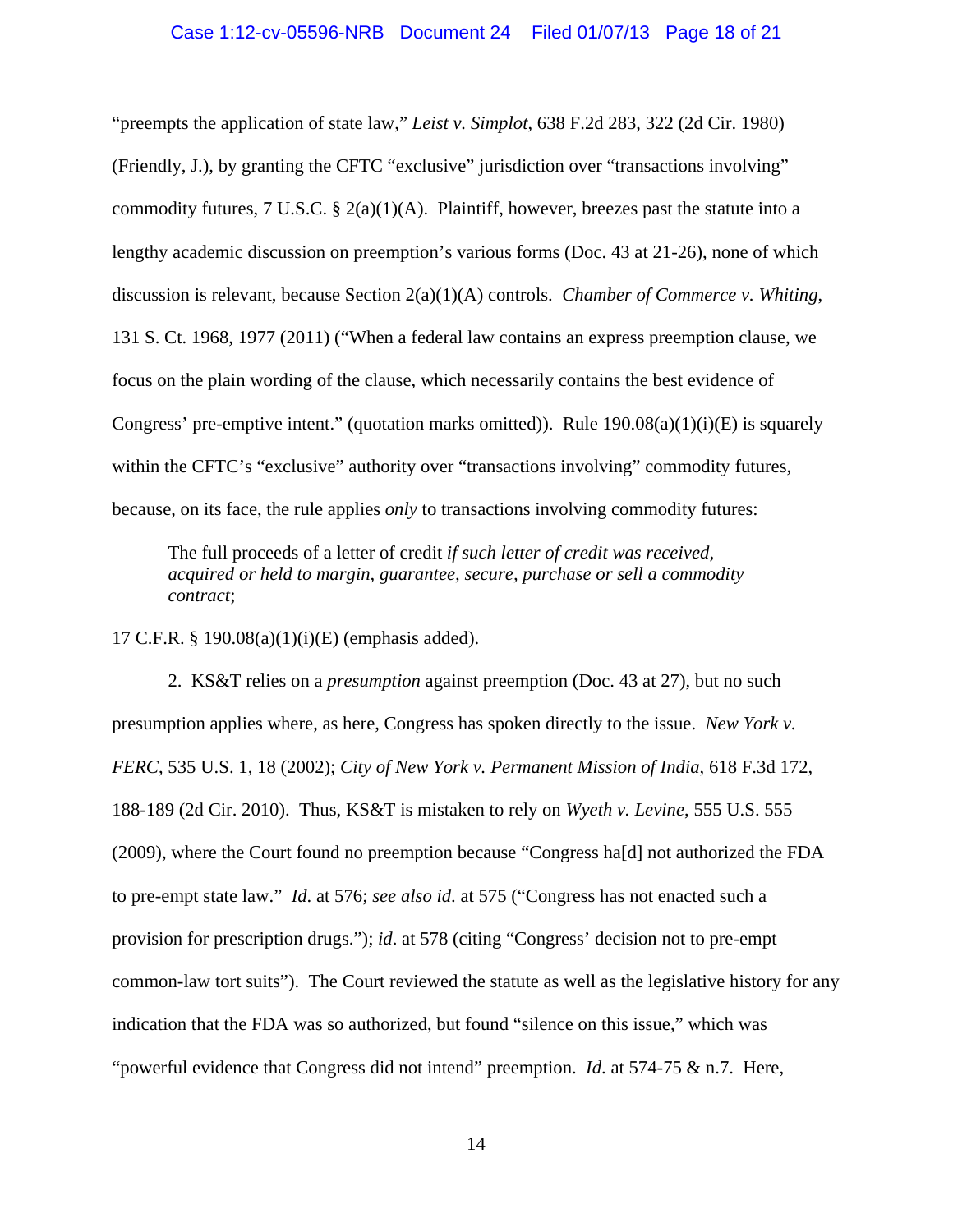"preempts the application of state law," *Leist v. Simplot*, 638 F.2d 283, 322 (2d Cir. 1980) (Friendly, J.), by granting the CFTC "exclusive" jurisdiction over "transactions involving" commodity futures, 7 U.S.C. § 2(a)(1)(A). Plaintiff, however, breezes past the statute into a lengthy academic discussion on preemption's various forms (Doc. 43 at 21-26), none of which discussion is relevant, because Section 2(a)(1)(A) controls. *Chamber of Commerce v. Whiting*, 131 S. Ct. 1968, 1977 (2011) ("When a federal law contains an express preemption clause, we focus on the plain wording of the clause, which necessarily contains the best evidence of Congress' pre-emptive intent." (quotation marks omitted)). Rule 190.08(a)(1)(i)(E) is squarely within the CFTC's "exclusive" authority over "transactions involving" commodity futures, because, on its face, the rule applies *only* to transactions involving commodity futures:

> The full proceeds of a letter of credit *if such letter of credit was received, acquired or held to margin, guarantee, secure, purchase or sell a commodity contract*;

17 C.F.R. § 190.08(a)(1)(i)(E) (emphasis added).

2. KS&T relies on a *presumption* against preemption (Doc. 43 at 27), but no such presumption applies where, as here, Congress has spoken directly to the issue. *New York v. FERC*, 535 U.S. 1, 18 (2002); *City of New York v. Permanent Mission of India*, 618 F.3d 172, 188-189 (2d Cir. 2010). Thus, KS&T is mistaken to rely on *Wyeth v. Levine*, 555 U.S. 555 (2009), where the Court found no preemption because "Congress ha[d] not authorized the FDA to pre-empt state law." *Id*. at 576; *see also id*. at 575 ("Congress has not enacted such a provision for prescription drugs."); *id*. at 578 (citing "Congress' decision not to pre-empt common-law tort suits"). The Court reviewed the statute as well as the legislative history for any indication that the FDA was so authorized, but found "silence on this issue," which was "powerful evidence that Congress did not intend" preemption. *Id*. at 574-75 & n.7. Here,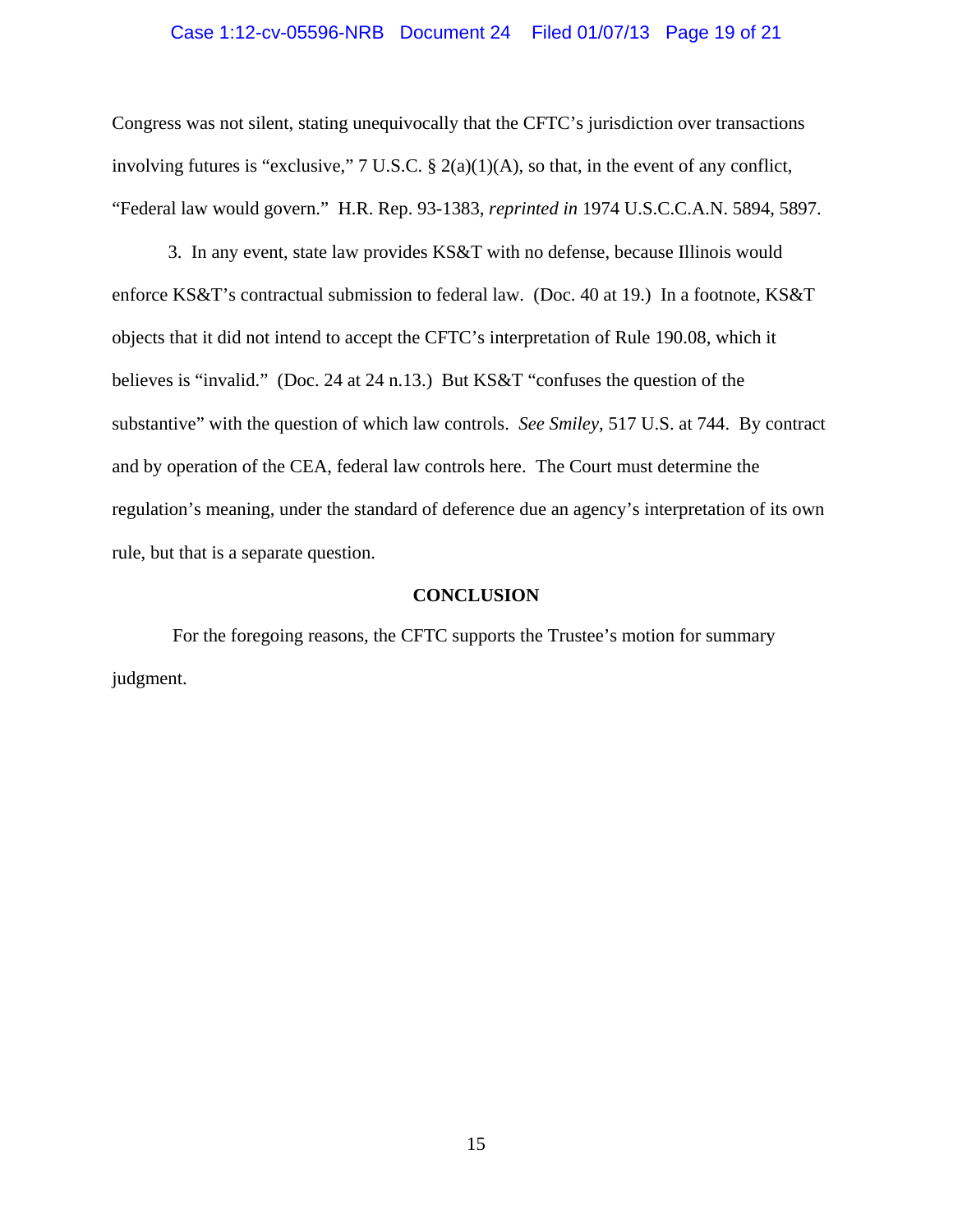Congress was not silent, stating unequivocally that the CFTC's jurisdiction over transactions involving futures is "exclusive," 7 U.S.C. § 2(a)(1)(A), so that, in the event of any conflict, "Federal law would govern." H.R. Rep. 93-1383, *reprinted in* 1974 U.S.C.C.A.N. 5894, 5897.

3. In any event, state law provides KS&T with no defense, because Illinois would enforce KS&T's contractual submission to federal law. (Doc. 40 at 19.) In a footnote, KS&T objects that it did not intend to accept the CFTC's interpretation of Rule 190.08, which it believes is "invalid." (Doc. 24 at 24 n.13.) But KS&T "confuses the question of the substantive" with the question of which law controls. *See Smiley*, 517 U.S. at 744. By contract and by operation of the CEA, federal law controls here. The Court must determine the regulation's meaning, under the standard of deference due an agency's interpretation of its own rule, but that is a separate question.

**CONCLUSION**

For the foregoing reasons, the CFTC supports the Trustee's motion for summary judgment.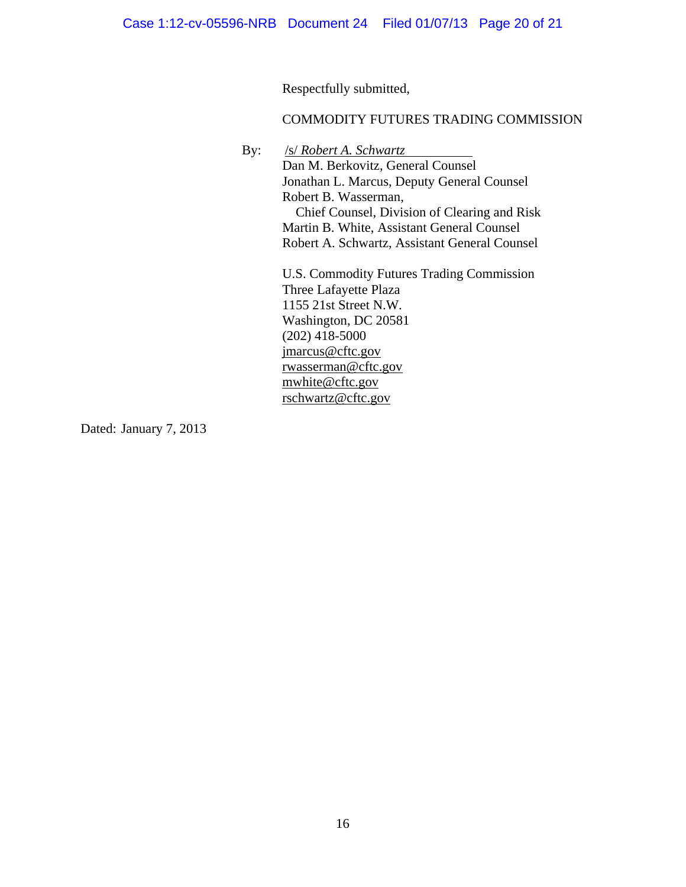Respectfully submitted,

COMMODITY FUTURES TRADING COMMISSION

By: /s/ *Robert A. Schwartz*
Dan M. Berkovitz, General Counsel
Jonathan L. Marcus, Deputy General Counsel
Robert B. Wasserman,
Chief Counsel, Division of Clearing and Risk
Martin B. White, Assistant General Counsel
Robert A. Schwartz, Assistant General Counsel

U.S. Commodity Futures Trading Commission
Three Lafayette Plaza
1155 21st Street N.W.
Washington, DC 20581
(202) 418-5000
jmarcus@cftc.gov
rwasserman@cftc.gov
mwhite@cftc.gov
rschwartz@cftc.gov

Dated: January 7, 2013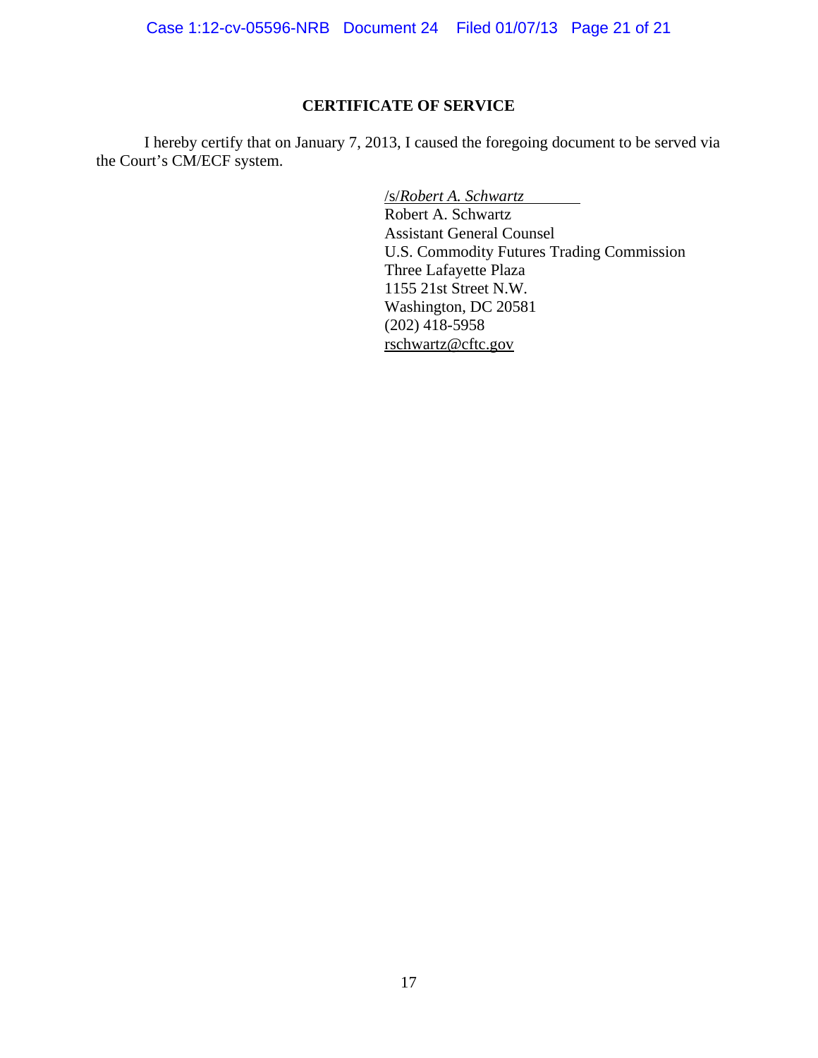## CERTIFICATE OF SERVICE

I hereby certify that on January 7, 2013, I caused the foregoing document to be served via the Court's CM/ECF system.

/s/*Robert A. Schwartz*
Robert A. Schwartz
Assistant General Counsel
U.S. Commodity Futures Trading Commission
Three Lafayette Plaza
1155 21st Street N.W.
Washington, DC 20581
(202) 418-5958
rschwartz@cftc.gov